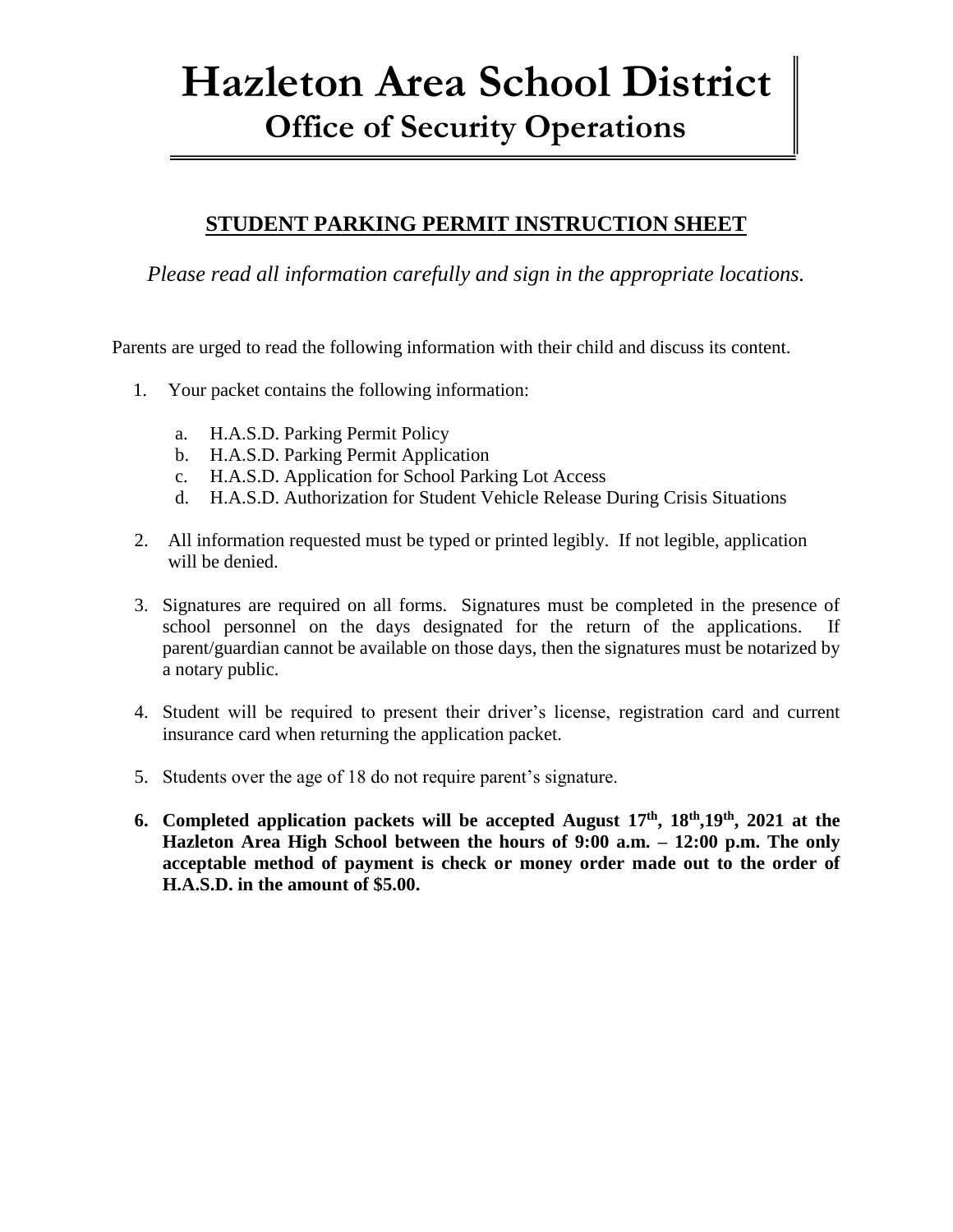# Hazleton Area School District
## Office of Security Operations

### STUDENT PARKING PERMIT INSTRUCTION SHEET

*Please read all information carefully and sign in the appropriate locations.*

Parents are urged to read the following information with their child and discuss its content.

1. Your packet contains the following information:
   a. H.A.S.D. Parking Permit Policy
   b. H.A.S.D. Parking Permit Application
   c. H.A.S.D. Application for School Parking Lot Access
   d. H.A.S.D. Authorization for Student Vehicle Release During Crisis Situations
2. All information requested must be typed or printed legibly. If not legible, application will be denied.
3. Signatures are required on all forms. Signatures must be completed in the presence of school personnel on the days designated for the return of the applications. If parent/guardian cannot be available on those days, then the signatures must be notarized by a notary public.
4. Student will be required to present their driver's license, registration card and current insurance card when returning the application packet.
5. Students over the age of 18 do not require parent's signature.
6. **Completed application packets will be accepted August 17th, 18th, 19th, 2021 at the Hazleton Area High School between the hours of 9:00 a.m. – 12:00 p.m. The only acceptable method of payment is check or money order made out to the order of H.A.S.D. in the amount of $5.00.**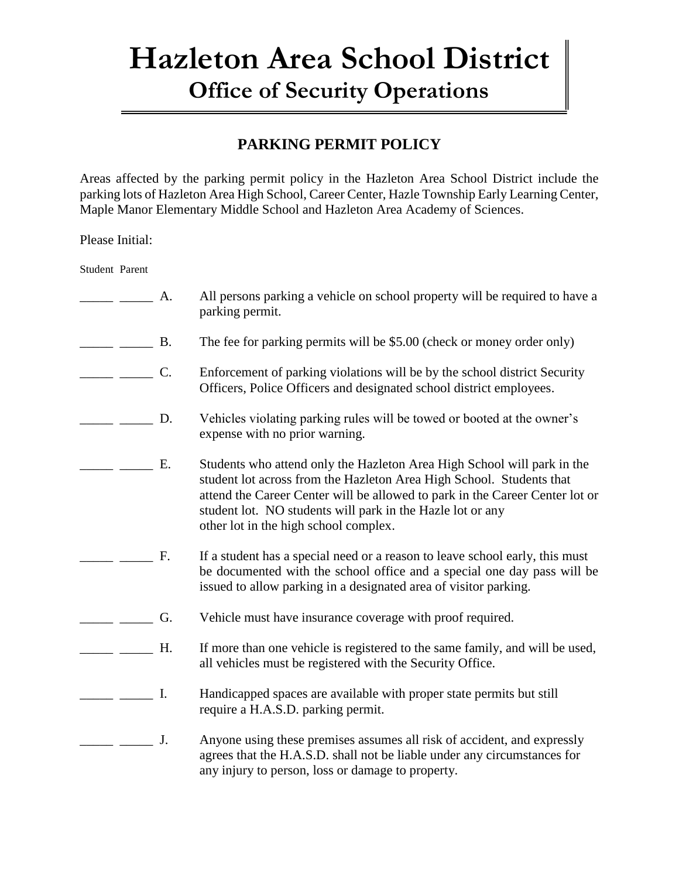# Hazleton Area School District

## Office of Security Operations

### PARKING PERMIT POLICY

Areas affected by the parking permit policy in the Hazleton Area School District include the parking lots of Hazleton Area High School, Career Center, Hazle Township Early Learning Center, Maple Manor Elementary Middle School and Hazleton Area Academy of Sciences.

Please Initial:

Student Parent

_____ _____ A. All persons parking a vehicle on school property will be required to have a parking permit.

_____ _____ B. The fee for parking permits will be $5.00 (check or money order only)

_____ _____ C. Enforcement of parking violations will be by the school district Security Officers, Police Officers and designated school district employees.

_____ _____ D. Vehicles violating parking rules will be towed or booted at the owner's expense with no prior warning.

_____ _____ E. Students who attend only the Hazlete Area High School will park in the student lot across from the Hazleton Area High School. Students that attend the Career Center will be allowed to park in the Career Center lot or student lot. NO students will park in the Hazle lot or any other lot in the high school complex.

_____ _____ F. If a student has a special need or a reason to leave school early, this must be documented with the school office and a special one day pass will be issued to allow parking in a designated area of visitor parking.

_____ _____ G. Vehicle must have insurance coverage with proof required.

_____ _____ H. If more than one vehicle is registered to the same family, and will be used, all vehicles must be registered with the Security Office.

_____ _____ I. Handicapped spaces are available with proper state permits but still require a H.A.S.D. parking permit.

_____ _____ J. Anyone using these premises assumes all risk of accident, and expressly agrees that the H.A.S.D. shall not be liable under any circumstances for any injury to person, loss or damage to property.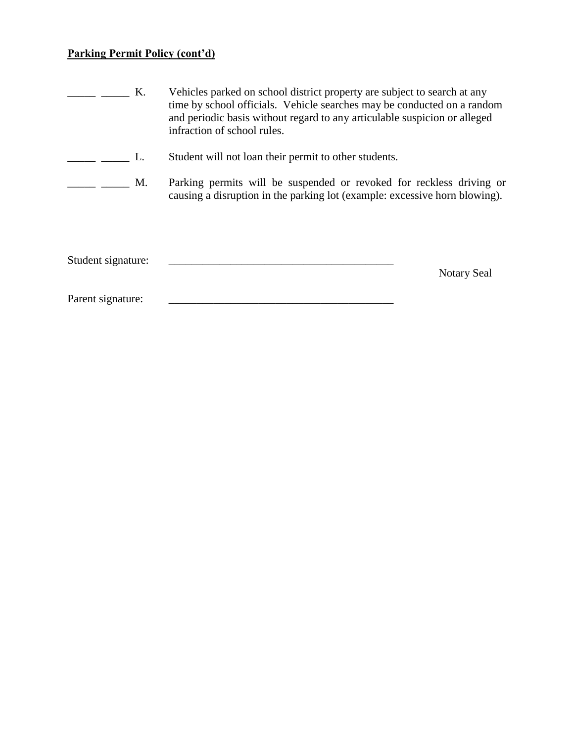**Parking Permit Policy (cont'd)**

_____ _____ K. Vehicles parked on school district property are subject to search at any time by school officials. Vehicle searches may be conducted on a random and periodic basis without regard to any articulable suspicion or alleged infraction of school rules.

_____ _____ L. Student will not loan their permit to other students.

_____ _____ M. Parking permits will be suspended or revoked for reckless driving or causing a disruption in the parking lot (example: excessive horn blowing).

Student signature: ________________________________________

Notary Seal

Parent signature: ________________________________________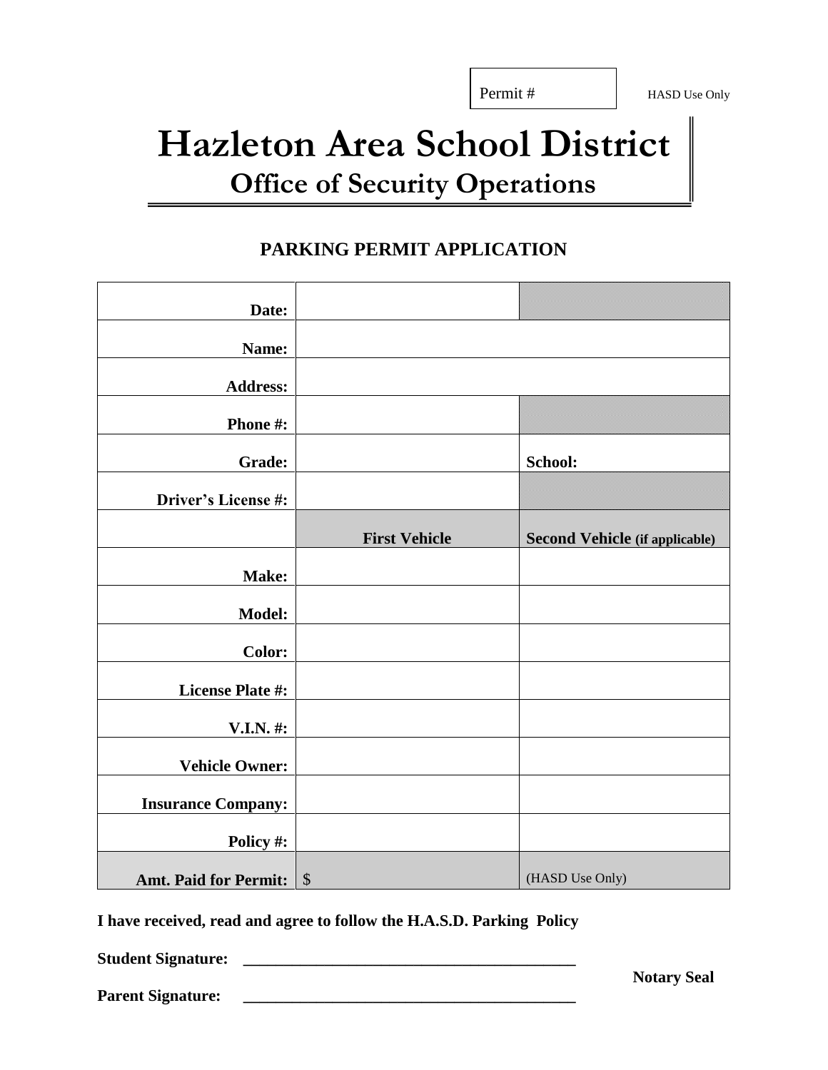Permit #

HASD Use Only

# Hazleton Area School District

## Office of Security Operations

### PARKING PERMIT APPLICATION

| | | |
|---|---|---|
| **Date:** | | |
| **Name:** | | |
| **Address:** | | |
| **Phone #:** | | |
| **Grade:** | | **School:** |
| **Driver's License #:** | | |
| | **First Vehicle** | **Second Vehicle (if applicable)** |
| **Make:** | | |
| **Model:** | | |
| **Color:** | | |
| **License Plate #:** | | |
| **V.I.N. #:** | | |
| **Vehicle Owner:** | | |
| **Insurance Company:** | | |
| **Policy #:** | | |
| **Amt. Paid for Permit:** | $ | (HASD Use Only) |

**I have received, read and agree to follow the H.A.S.D. Parking Policy**

**Student Signature:** ________________________________________

**Parent Signature:** ________________________________________

**Notary Seal**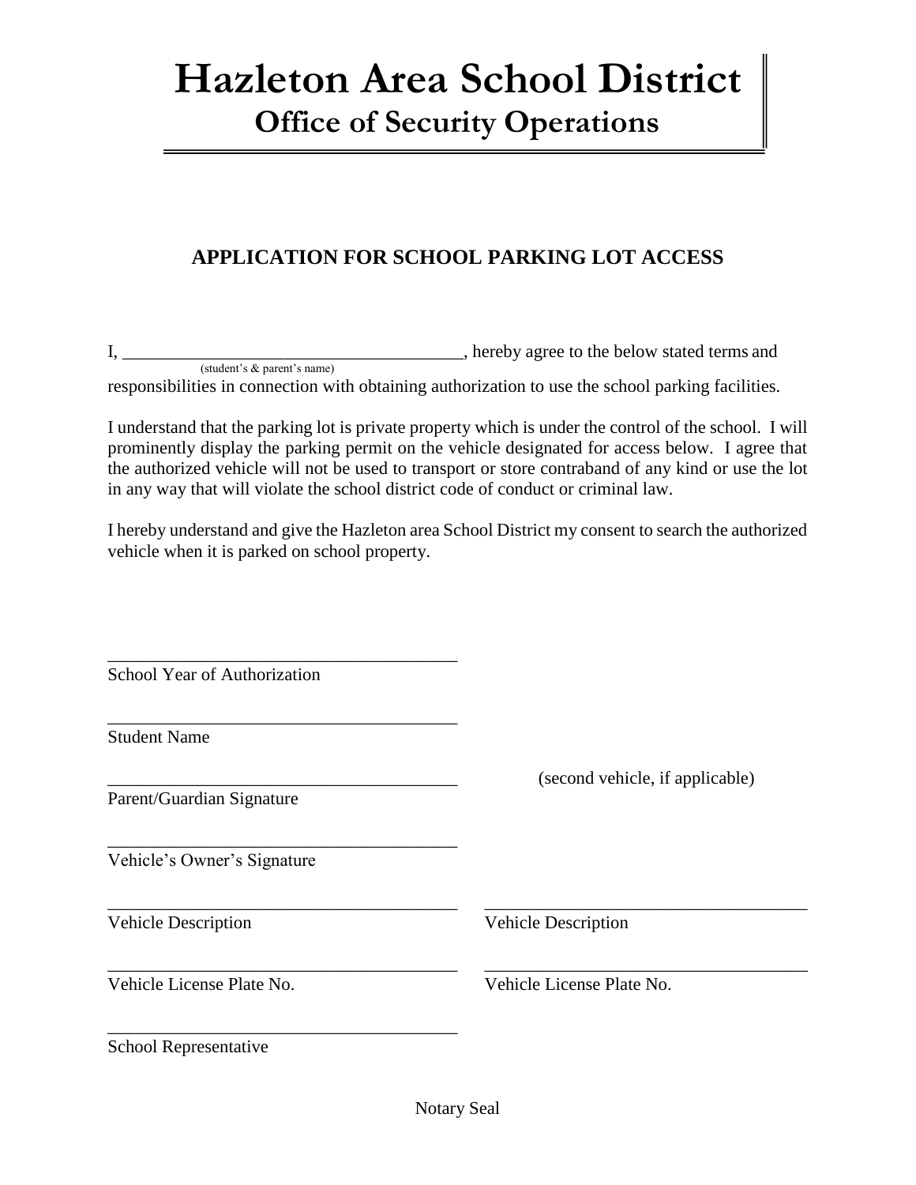# Hazleton Area School District

## Office of Security Operations

### APPLICATION FOR SCHOOL PARKING LOT ACCESS

I, _______________________________________, hereby agree to the below stated terms and
(student's & parent's name)
responsibilities in connection with obtaining authorization to use the school parking facilities.

I understand that the parking lot is private property which is under the control of the school. I will prominently display the parking permit on the vehicle designated for access below. I agree that the authorized vehicle will not be used to transport or store contraband of any kind or use the lot in any way that will violate the school district code of conduct or criminal law.

I hereby understand and give the Hazleton area School District my consent to search the authorized vehicle when it is parked on school property.

_______________________________________
School Year of Authorization

_______________________________________
Student Name

_______________________________________
Parent/Guardian Signature

_______________________________________
Vehicle's Owner's Signature

(second vehicle, if applicable)

| | |
|---|---|
| _______________________________________ | _______________________________________ |
| Vehicle Description | Vehicle Description |
| _______________________________________ | _______________________________________ |
| Vehicle License Plate No. | Vehicle License Plate No. |

_______________________________________
School Representative

Notary Seal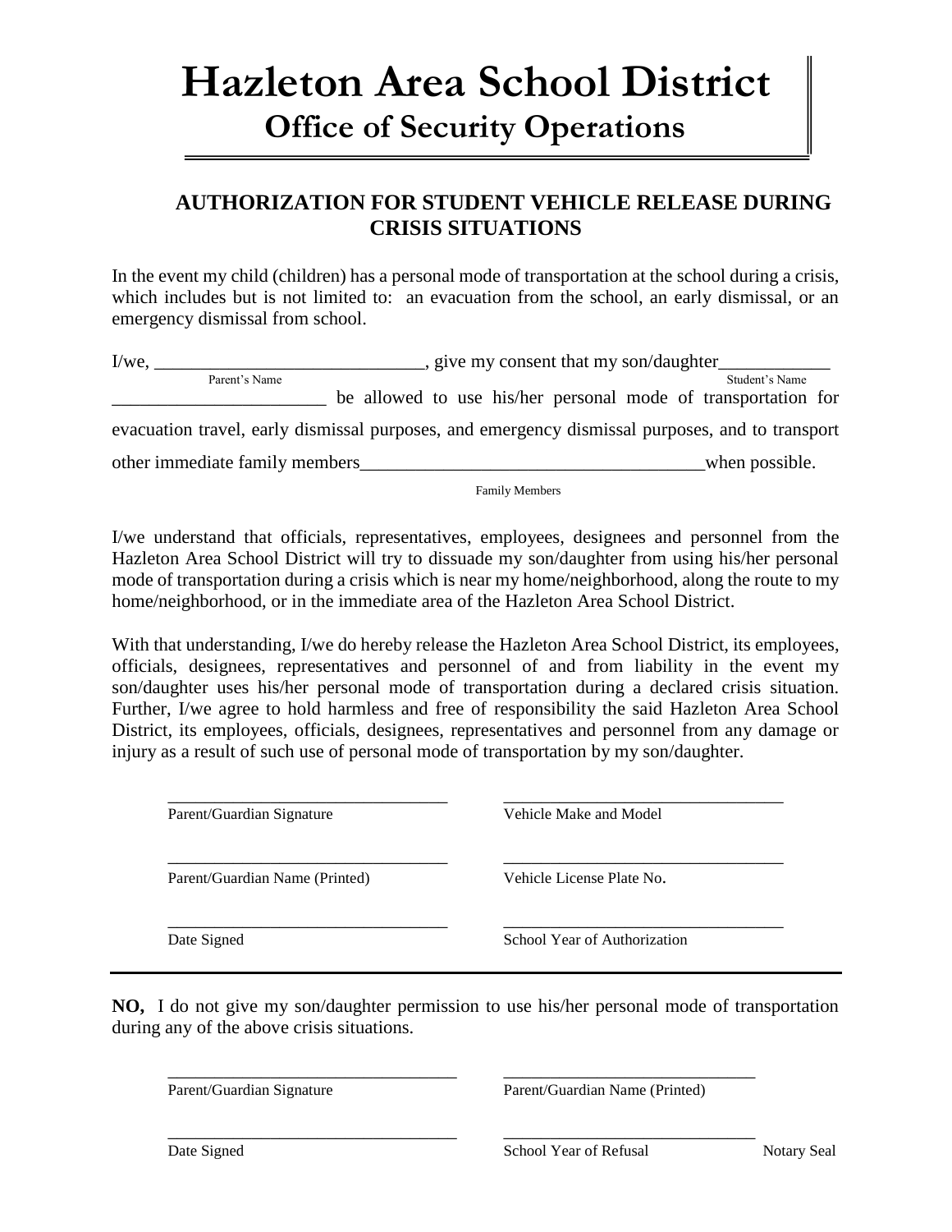# Hazleton Area School District

## Office of Security Operations

### AUTHORIZATION FOR STUDENT VEHICLE RELEASE DURING CRISIS SITUATIONS

In the event my child (children) has a personal mode of transportation at the school during a crisis, which includes but is not limited to: an evacuation from the school, an early dismissal, or an emergency dismissal from school.

I/we, ______________________________ (Parent's Name), give my consent that my son/daughter____________ (Student's Name) _______________________ be allowed to use his/her personal mode of transportation for evacuation travel, early dismissal purposes, and emergency dismissal purposes, and to transport other immediate family members_____________________________________ (Family Members) when possible.

I/we understand that officials, representatives, employees, designees and personnel from the Hazleton Area School District will try to dissuade my son/daughter from using his/her personal mode of transportation during a crisis which is near my home/neighborhood, along the route to my home/neighborhood, or in the immediate area of the Hazleton Area School District.

With that understanding, I/we do hereby release the Hazleton Area School District, its employees, officials, designees, representatives and personnel of and from liability in the event my son/daughter uses his/her personal mode of transportation during a declared crisis situation. Further, I/we agree to hold harmless and free of responsibility the said Hazleton Area School District, its employees, officials, designees, representatives and personnel from any damage or injury as a result of such use of personal mode of transportation by my son/daughter.

_________________________________ Parent/Guardian Signature

_________________________________ Vehicle Make and Model

_________________________________ Parent/Guardian Name (Printed)

_________________________________ Vehicle License Plate No.

_________________________________ Date Signed

_________________________________ School Year of Authorization

---

**NO,** I do not give my son/daughter permission to use his/her personal mode of transportation during any of the above crisis situations.

_________________________________ Parent/Guardian Signature

_________________________________ Parent/Guardian Name (Printed)

_________________________________ Date Signed

_________________________________ School Year of Refusal

Notary Seal